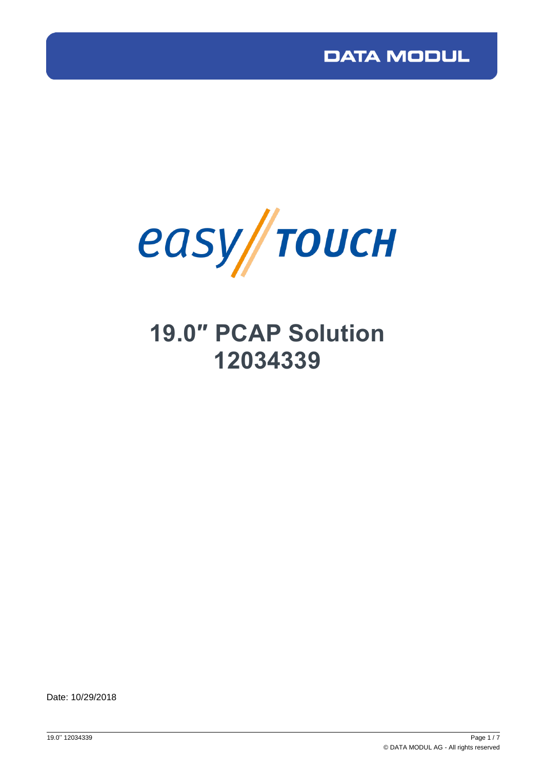DATA MODUL

easy TOUCH

# 19.0″ PCAP Solution
# 12034339

Date: 10/29/2018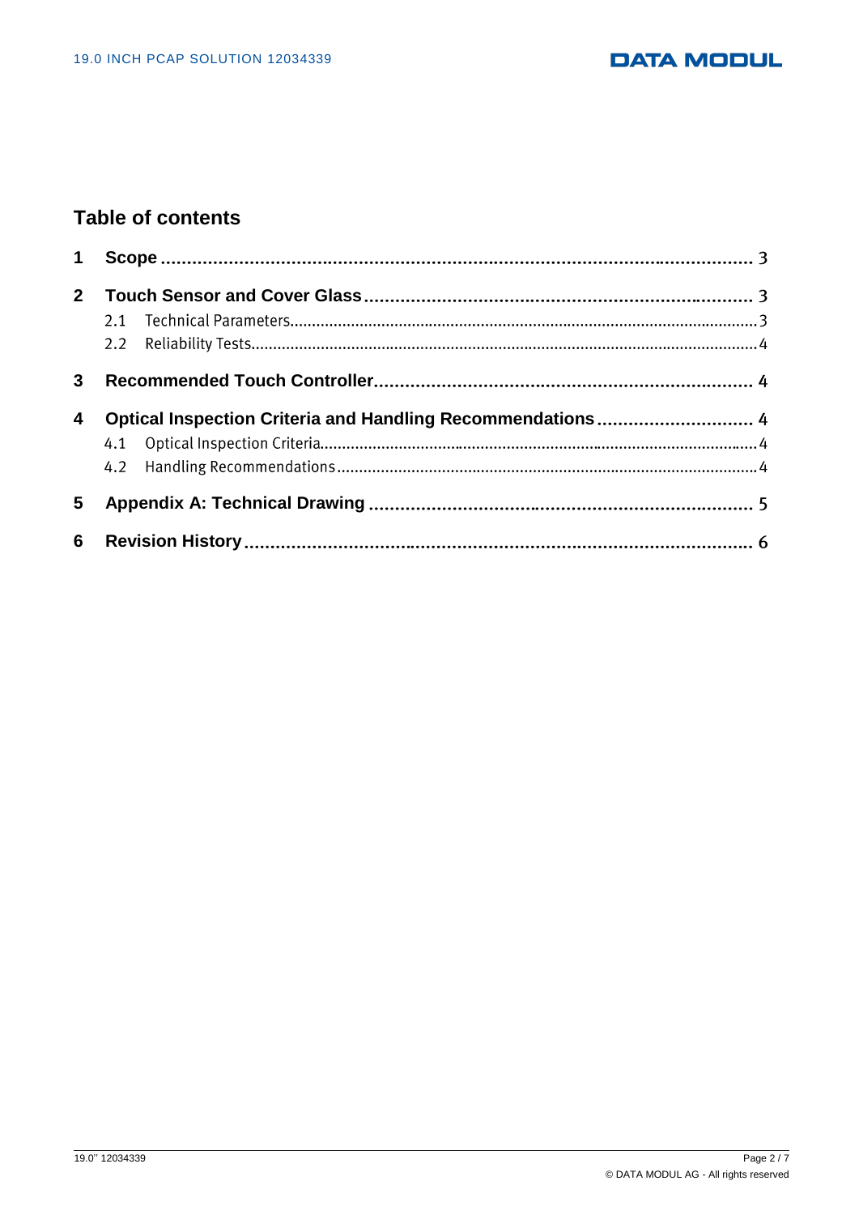## Table of contents

1 Scope ........................................................................................................ 3

2 Touch Sensor and Cover Glass ............................................................... 3

2.1 Technical Parameters ................................................................................ 3

2.2 Reliability Tests ......................................................................................... 4

3 Recommended Touch Controller ............................................................. 4

4 Optical Inspection Criteria and Handling Recommendations ................ 4

4.1 Optical Inspection Criteria ......................................................................... 4

4.2 Handling Recommendations ..................................................................... 4

5 Appendix A: Technical Drawing ............................................................... 5

6 Revision History ........................................................................................ 6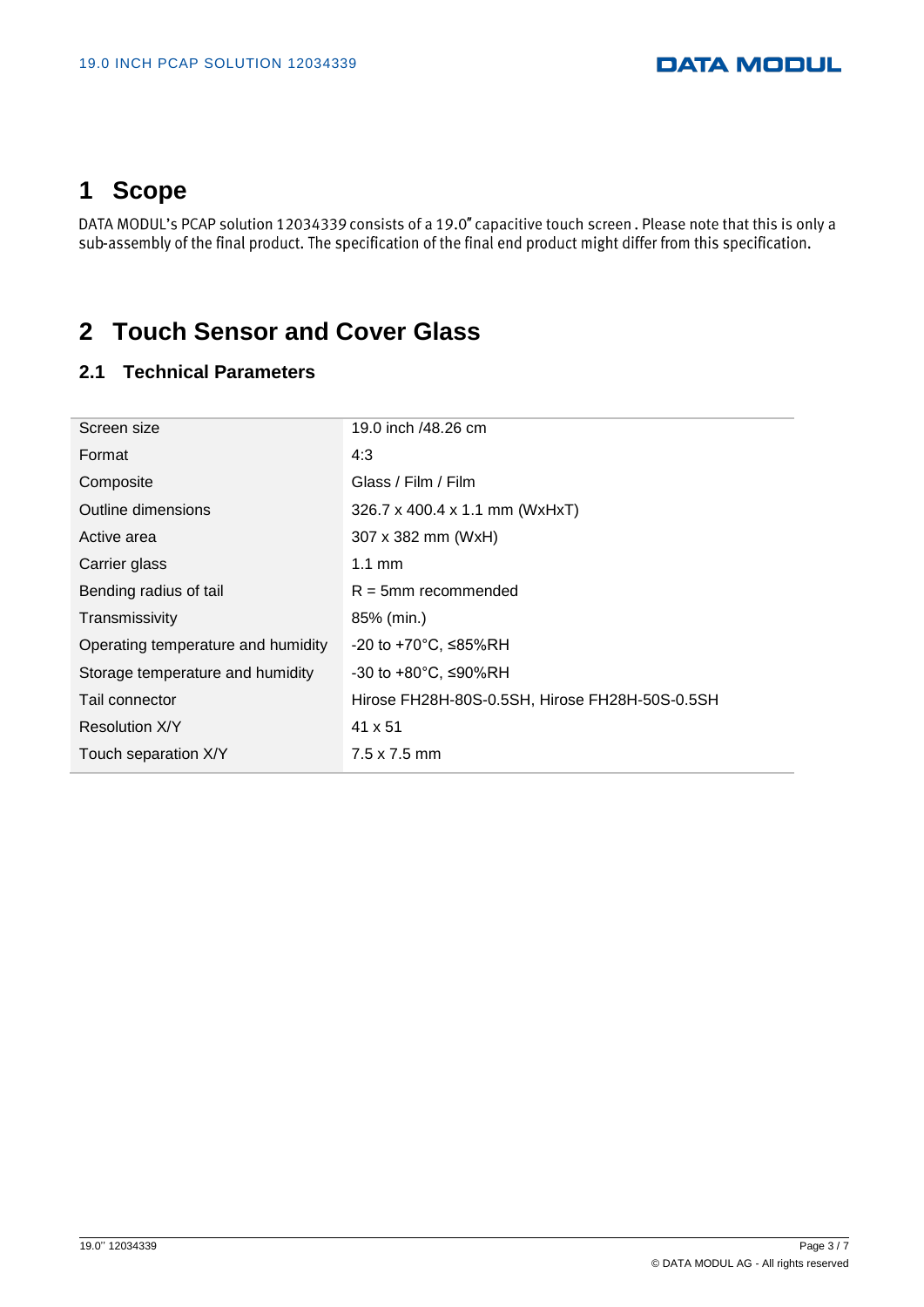# 1 Scope

DATA MODUL's PCAP solution 12034339 consists of a 19.0″ capacitive touch screen . Please note that this is only a sub-assembly of the final product. The specification of the final end product might differ from this specification.

# 2 Touch Sensor and Cover Glass

## 2.1 Technical Parameters

| | |
|---|---|
| Screen size | 19.0 inch /48.26 cm |
| Format | 4:3 |
| Composite | Glass / Film / Film |
| Outline dimensions | 326.7 x 400.4 x 1.1 mm (WxHxT) |
| Active area | 307 x 382 mm (WxH) |
| Carrier glass | 1.1 mm |
| Bending radius of tail | R = 5mm recommended |
| Transmissivity | 85% (min.) |
| Operating temperature and humidity | -20 to +70°C, ≤85%RH |
| Storage temperature and humidity | -30 to +80°C, ≤90%RH |
| Tail connector | Hirose FH28H-80S-0.5SH, Hirose FH28H-50S-0.5SH |
| Resolution X/Y | 41 x 51 |
| Touch separation X/Y | 7.5 x 7.5 mm |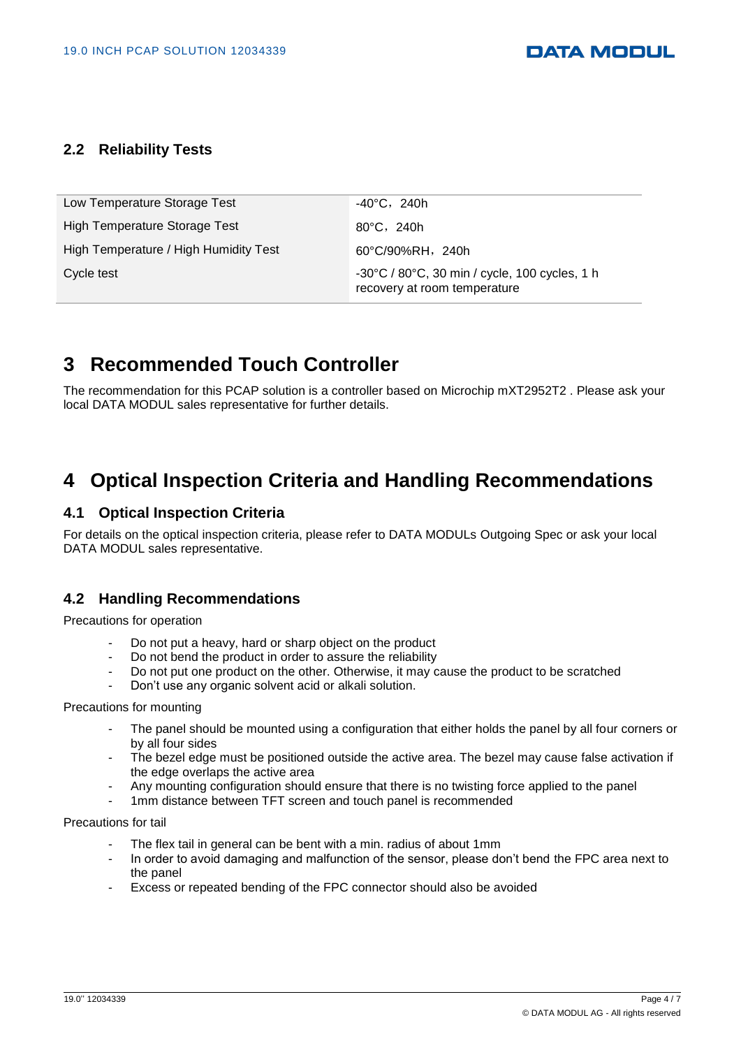### 2.2 Reliability Tests

| | |
|---|---|
| Low Temperature Storage Test | -40°C，240h |
| High Temperature Storage Test | 80°C，240h |
| High Temperature / High Humidity Test | 60°C/90%RH，240h |
| Cycle test | -30°C / 80°C, 30 min / cycle, 100 cycles, 1 h recovery at room temperature |

## 3 Recommended Touch Controller

The recommendation for this PCAP solution is a controller based on Microchip mXT2952T2 . Please ask your local DATA MODUL sales representative for further details.

## 4 Optical Inspection Criteria and Handling Recommendations

### 4.1 Optical Inspection Criteria

For details on the optical inspection criteria, please refer to DATA MODULs Outgoing Spec or ask your local DATA MODUL sales representative.

### 4.2 Handling Recommendations

Precautions for operation

- Do not put a heavy, hard or sharp object on the product
- Do not bend the product in order to assure the reliability
- Do not put one product on the other. Otherwise, it may cause the product to be scratched
- Don't use any organic solvent acid or alkali solution.

Precautions for mounting

- The panel should be mounted using a configuration that either holds the panel by all four corners or by all four sides
- The bezel edge must be positioned outside the active area. The bezel may cause false activation if the edge overlaps the active area
- Any mounting configuration should ensure that there is no twisting force applied to the panel
- 1mm distance between TFT screen and touch panel is recommended

Precautions for tail

- The flex tail in general can be bent with a min. radius of about 1mm
- In order to avoid damaging and malfunction of the sensor, please don't bend the FPC area next to the panel
- Excess or repeated bending of the FPC connector should also be avoided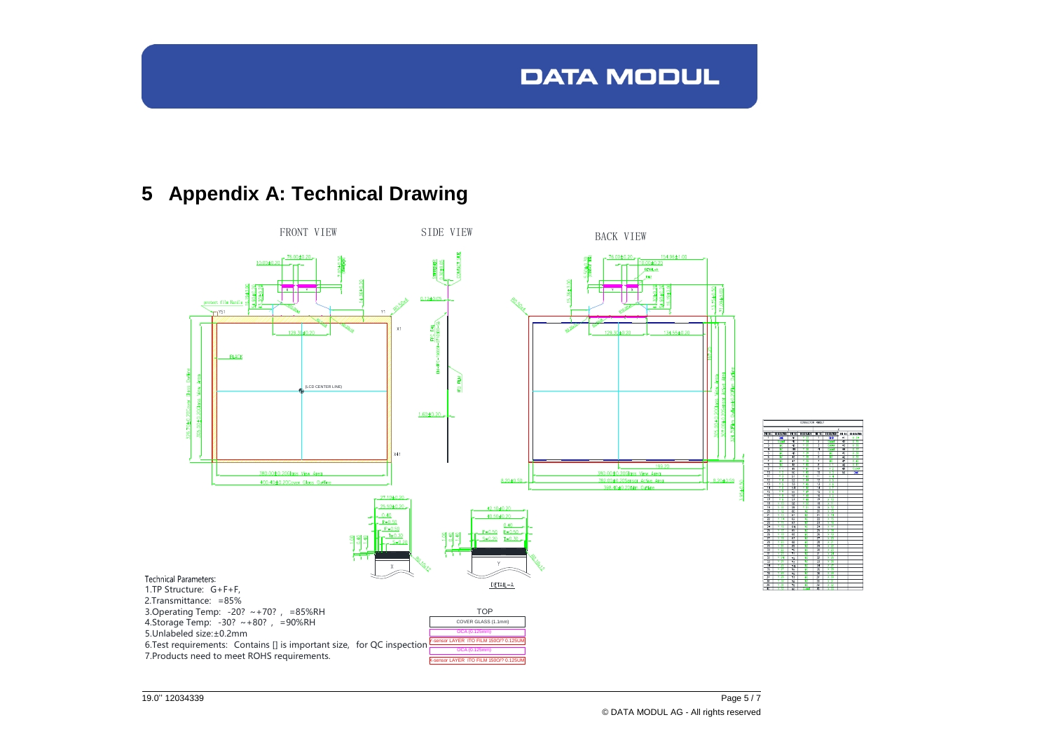# 5 Appendix A: Technical Drawing

FRONT VIEW

SIDE VIEW

BACK VIEW

Technical Parameters:

1.TP Structure: G+F+F,

2.Transmittance: =85%

3.Operating Temp: -20? ~+70? , =85%RH

4.Storage Temp: -30? ~+80? , =90%RH

5.Unlabeled size:±0.2mm

6.Test requirements: Contains [] is important size, for QC inspection

7.Products need to meet ROHS requirements.

| TOP |
|---|
| COVER GLASS (1.1mm) |
| OCA (0.125mm) |
| Y-sensor LAYER ITO FILM 150O/? 0.125UM |
| OCA (0.125mm) |
| X-sensor LAYER ITO FILM 150O/? 0.125UM |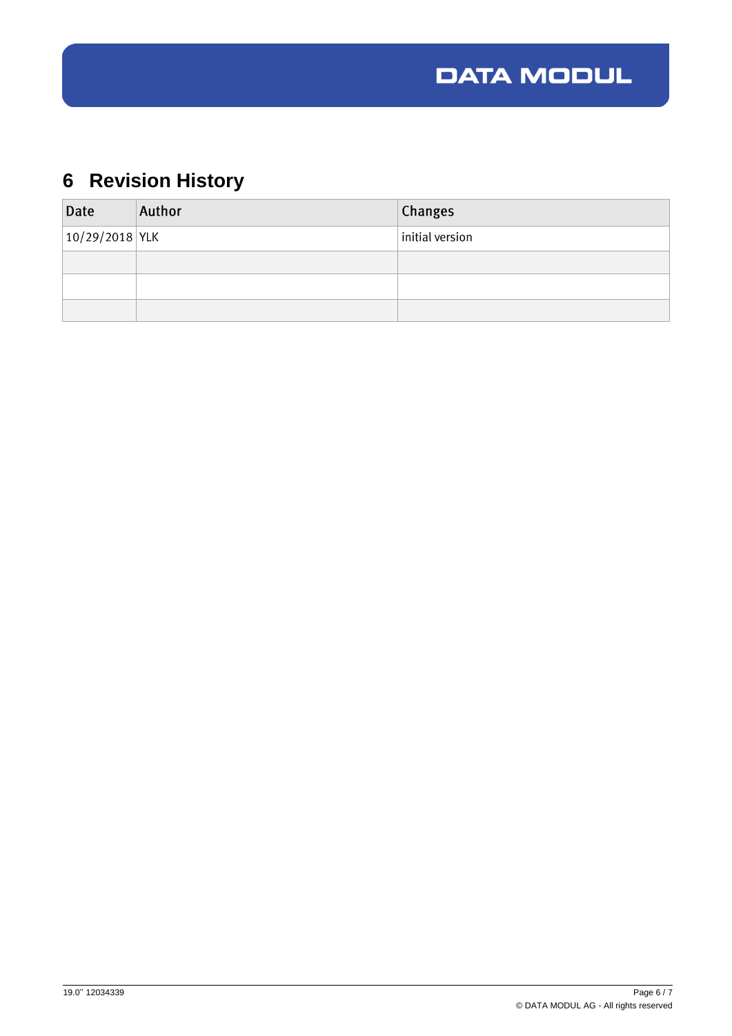# 6 Revision History

| Date | Author | Changes |
|---|---|---|
| 10/29/2018 | YLK | initial version |
| | | |
| | | |
| | | |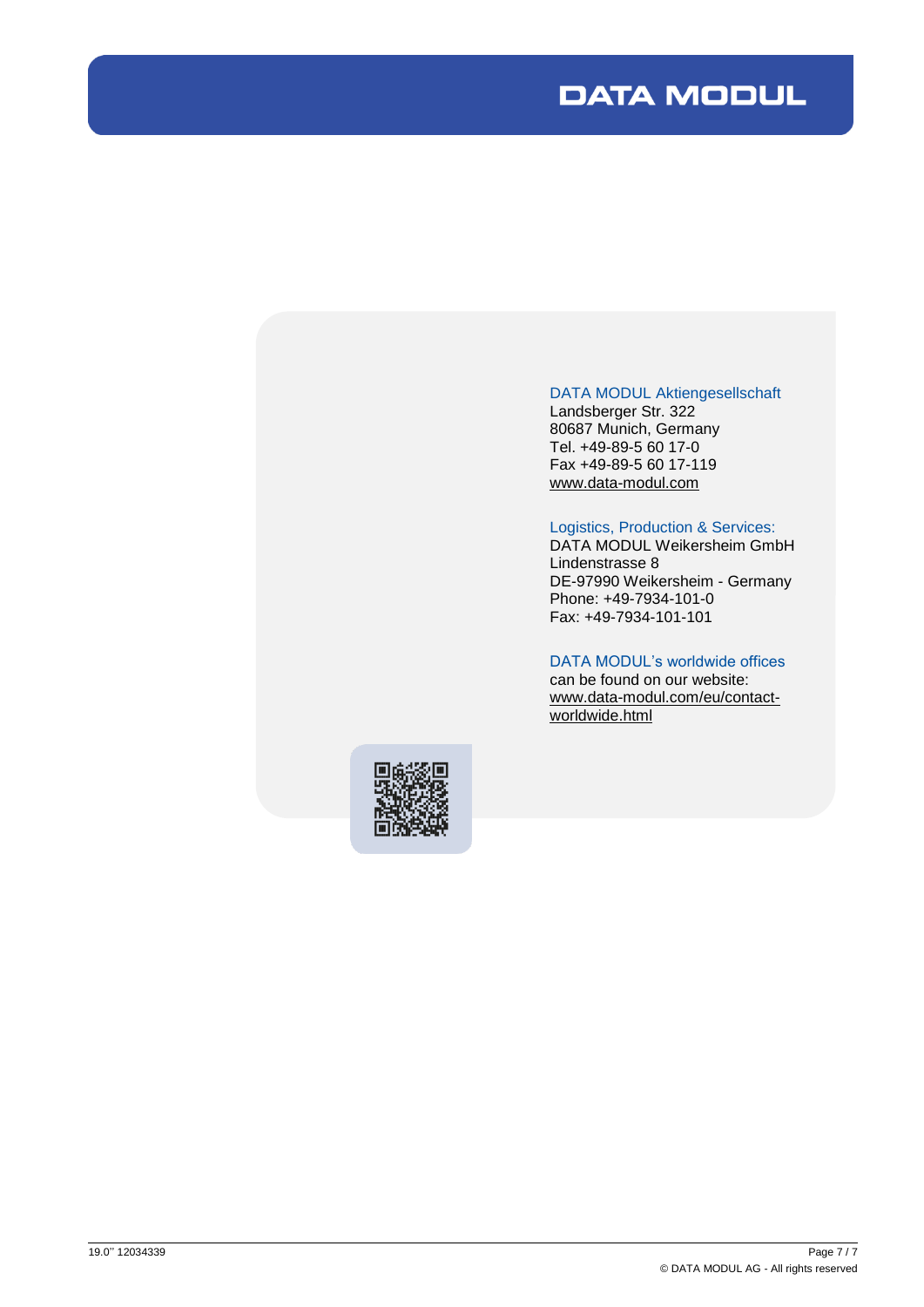DATA MODUL Aktiengesellschaft
Landsberger Str. 322
80687 Munich, Germany
Tel. +49-89-5 60 17-0
Fax +49-89-5 60 17-119
www.data-modul.com

Logistics, Production & Services:
DATA MODUL Weikersheim GmbH
Lindenstrasse 8
DE-97990 Weikersheim - Germany
Phone: +49-7934-101-0
Fax: +49-7934-101-101

DATA MODUL's worldwide offices
can be found on our website:
www.data-modul.com/eu/contact-worldwide.html